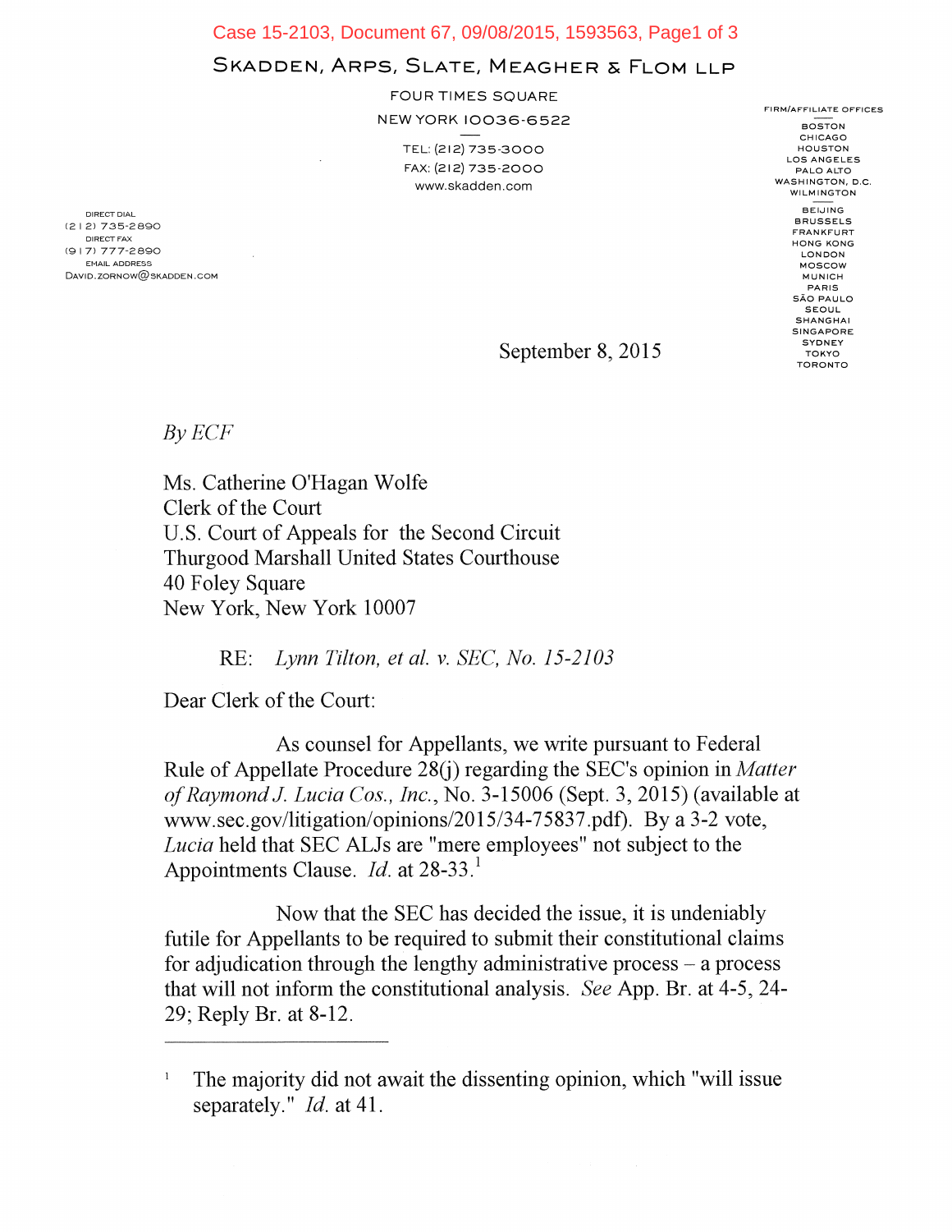SKADDEN, ARPS, SLATE, MEAGHER & FLOM LLP

FOUR TIMES SQUARE

NEW YORK 10036-6522

TEL: (212) 735-3000

FAX: (212) 735-2000

www.skadden.com

FIRM/AFFILIATE OFFICES

BOSTON
CHICAGO
HOUSTON
LOS ANGELES
PALO ALTO
WASHINGTON, D.C.
WILMINGTON

BEIJING
BRUSSELS
FRANKFURT
HONG KONG
LONDON
MOSCOW
MUNICH
PARIS
SÃO PAULO
SEOUL
SHANGHAI
SINGAPORE
SYDNEY
TOKYO
TORONTO

DIRECT DIAL
(212) 735-2890
DIRECT FAX
(917) 777-2890
EMAIL ADDRESS
DAVID.ZORNOW@SKADDEN.COM

September 8, 2015

*By ECF*

Ms. Catherine O'Hagan Wolfe
Clerk of the Court
U.S. Court of Appeals for the Second Circuit
Thurgood Marshall United States Courthouse
40 Foley Square
New York, New York 10007

RE: *Lynn Tilton, et al. v. SEC, No. 15-2103*

Dear Clerk of the Court:

As counsel for Appellants, we write pursuant to Federal Rule of Appellate Procedure 28(j) regarding the SEC's opinion in *Matter of Raymond J. Lucia Cos., Inc.*, No. 3-15006 (Sept. 3, 2015) (available at www.sec.gov/litigation/opinions/2015/34-75837.pdf). By a 3-2 vote, *Lucia* held that SEC ALJs are "mere employees" not subject to the Appointments Clause. *Id.* at 28-33.[1]

Now that the SEC has decided the issue, it is undeniably futile for Appellants to be required to submit their constitutional claims for adjudication through the lengthy administrative process – a process that will not inform the constitutional analysis. *See* App. Br. at 4-5, 24-29; Reply Br. at 8-12.

---

[1] The majority did not await the dissenting opinion, which "will issue separately." *Id.* at 41.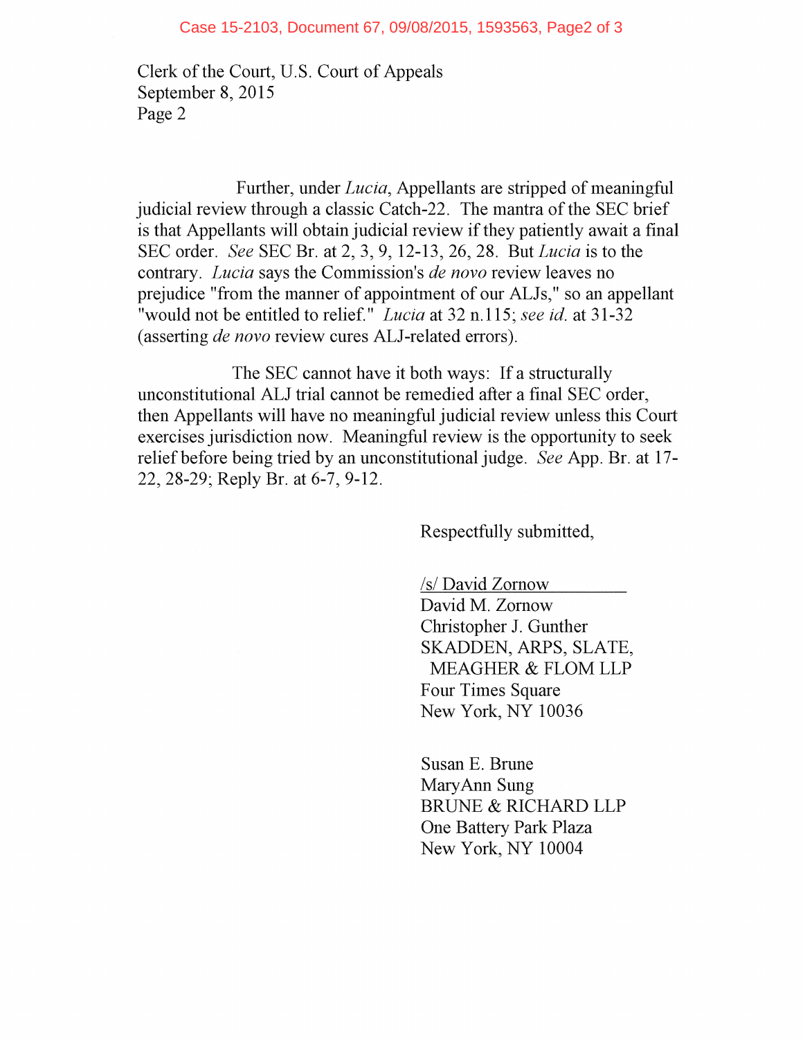Clerk of the Court, U.S. Court of Appeals
September 8, 2015
Page 2

Further, under *Lucia*, Appellants are stripped of meaningful judicial review through a classic Catch-22. The mantra of the SEC brief is that Appellants will obtain judicial review if they patiently await a final SEC order. *See* SEC Br. at 2, 3, 9, 12-13, 26, 28. But *Lucia* is to the contrary. *Lucia* says the Commission's *de novo* review leaves no prejudice "from the manner of appointment of our ALJs," so an appellant "would not be entitled to relief." *Lucia* at 32 n.115; *see id.* at 31-32 (asserting *de novo* review cures ALJ-related errors).

The SEC cannot have it both ways: If a structurally unconstitutional ALJ trial cannot be remedied after a final SEC order, then Appellants will have no meaningful judicial review unless this Court exercises jurisdiction now. Meaningful review is the opportunity to seek relief before being tried by an unconstitutional judge. *See* App. Br. at 17-22, 28-29; Reply Br. at 6-7, 9-12.

Respectfully submitted,

/s/ David Zornow
David M. Zornow
Christopher J. Gunther
SKADDEN, ARPS, SLATE, MEAGHER & FLOM LLP
Four Times Square
New York, NY 10036

Susan E. Brune
MaryAnn Sung
BRUNE & RICHARD LLP
One Battery Park Plaza
New York, NY 10004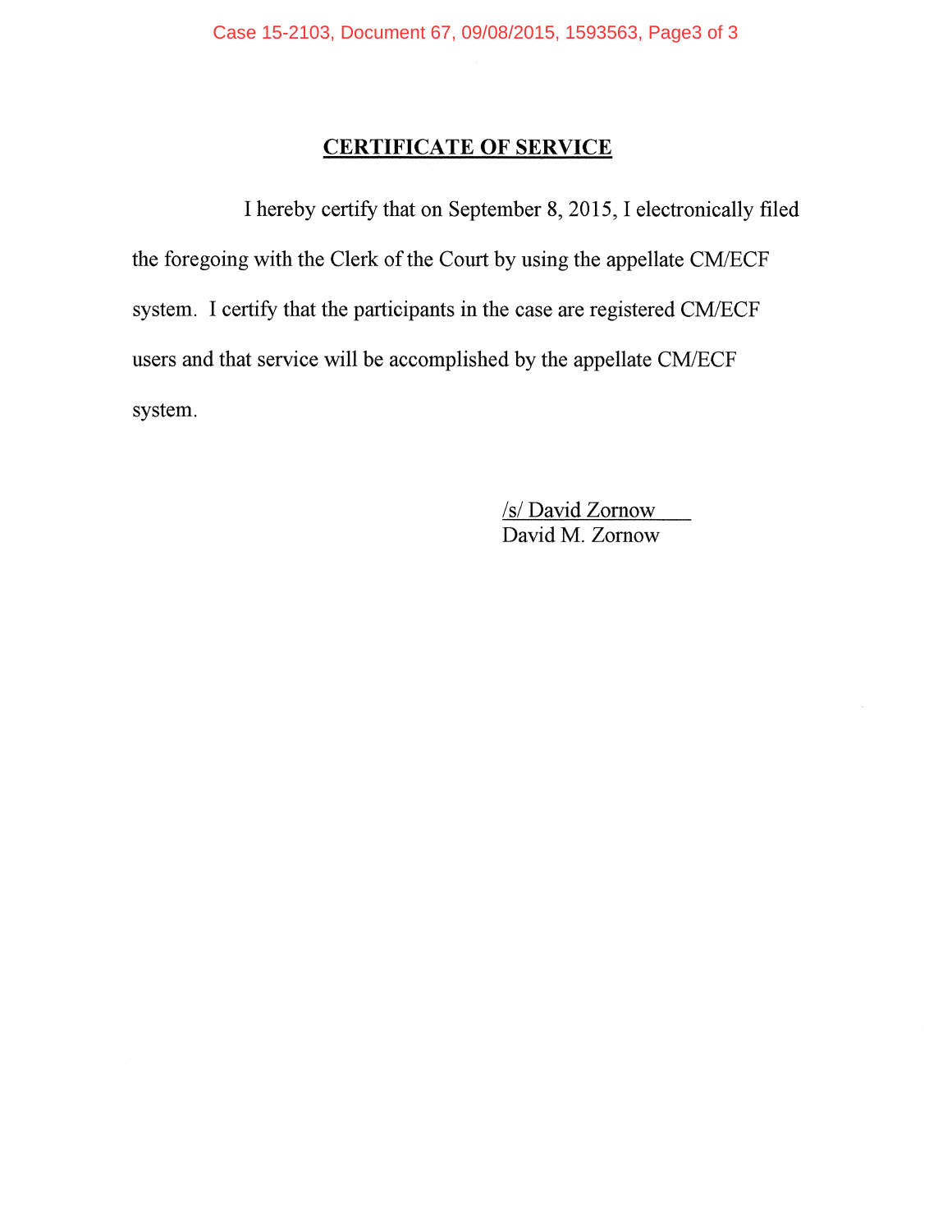# CERTIFICATE OF SERVICE

I hereby certify that on September 8, 2015, I electronically filed the foregoing with the Clerk of the Court by using the appellate CM/ECF system. I certify that the participants in the case are registered CM/ECF users and that service will be accomplished by the appellate CM/ECF system.

/s/ David Zornow
David M. Zornow